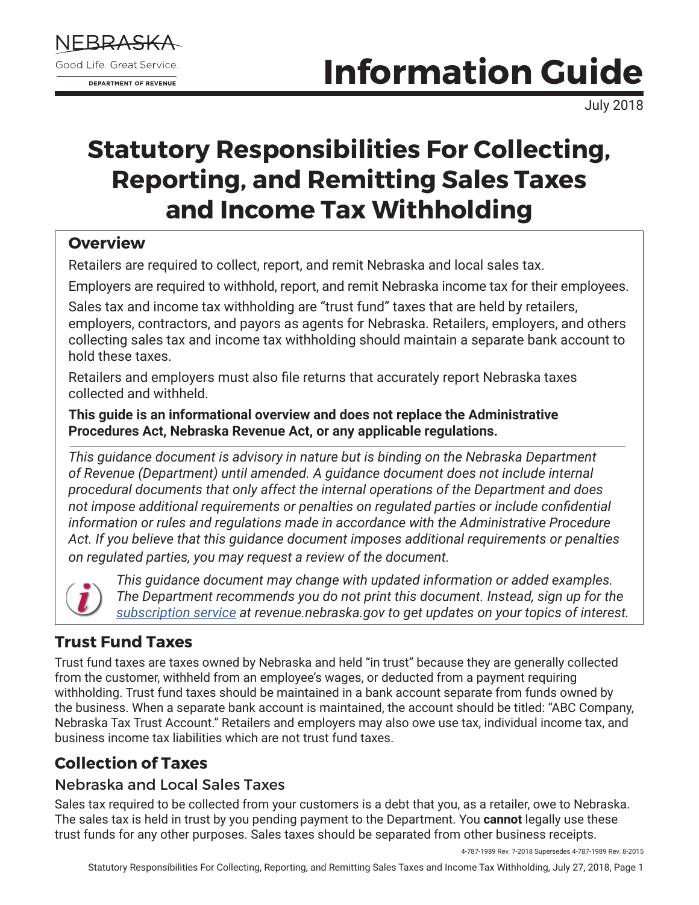NEBRASKA

Good Life. Great Service.

DEPARTMENT OF REVENUE

# Information Guide

July 2018

# Statutory Responsibilities For Collecting, Reporting, and Remitting Sales Taxes and Income Tax Withholding

## Overview

Retailers are required to collect, report, and remit Nebraska and local sales tax.

Employers are required to withhold, report, and remit Nebraska income tax for their employees.

Sales tax and income tax withholding are "trust fund" taxes that are held by retailers, employers, contractors, and payors as agents for Nebraska. Retailers, employers, and others collecting sales tax and income tax withholding should maintain a separate bank account to hold these taxes.

Retailers and employers must also file returns that accurately report Nebraska taxes collected and withheld.

**This guide is an informational overview and does not replace the Administrative Procedures Act, Nebraska Revenue Act, or any applicable regulations.**

*This guidance document is advisory in nature but is binding on the Nebraska Department of Revenue (Department) until amended. A guidance document does not include internal procedural documents that only affect the internal operations of the Department and does not impose additional requirements or penalties on regulated parties or include confidential information or rules and regulations made in accordance with the Administrative Procedure Act. If you believe that this guidance document imposes additional requirements or penalties on regulated parties, you may request a review of the document.*

*This guidance document may change with updated information or added examples. The Department recommends you do not print this document. Instead, sign up for the subscription service at revenue.nebraska.gov to get updates on your topics of interest.*

## Trust Fund Taxes

Trust fund taxes are taxes owned by Nebraska and held "in trust" because they are generally collected from the customer, withheld from an employee's wages, or deducted from a payment requiring withholding. Trust fund taxes should be maintained in a bank account separate from funds owned by the business. When a separate bank account is maintained, the account should be titled: "ABC Company, Nebraska Tax Trust Account." Retailers and employers may also owe use tax, individual income tax, and business income tax liabilities which are not trust fund taxes.

## Collection of Taxes

### Nebraska and Local Sales Taxes

Sales tax required to be collected from your customers is a debt that you, as a retailer, owe to Nebraska. The sales tax is held in trust by you pending payment to the Department. You **cannot** legally use these trust funds for any other purposes. Sales taxes should be separated from other business receipts.

4-787-1989 Rev. 7-2018 Supersedes 4-787-1989 Rev. 8-2015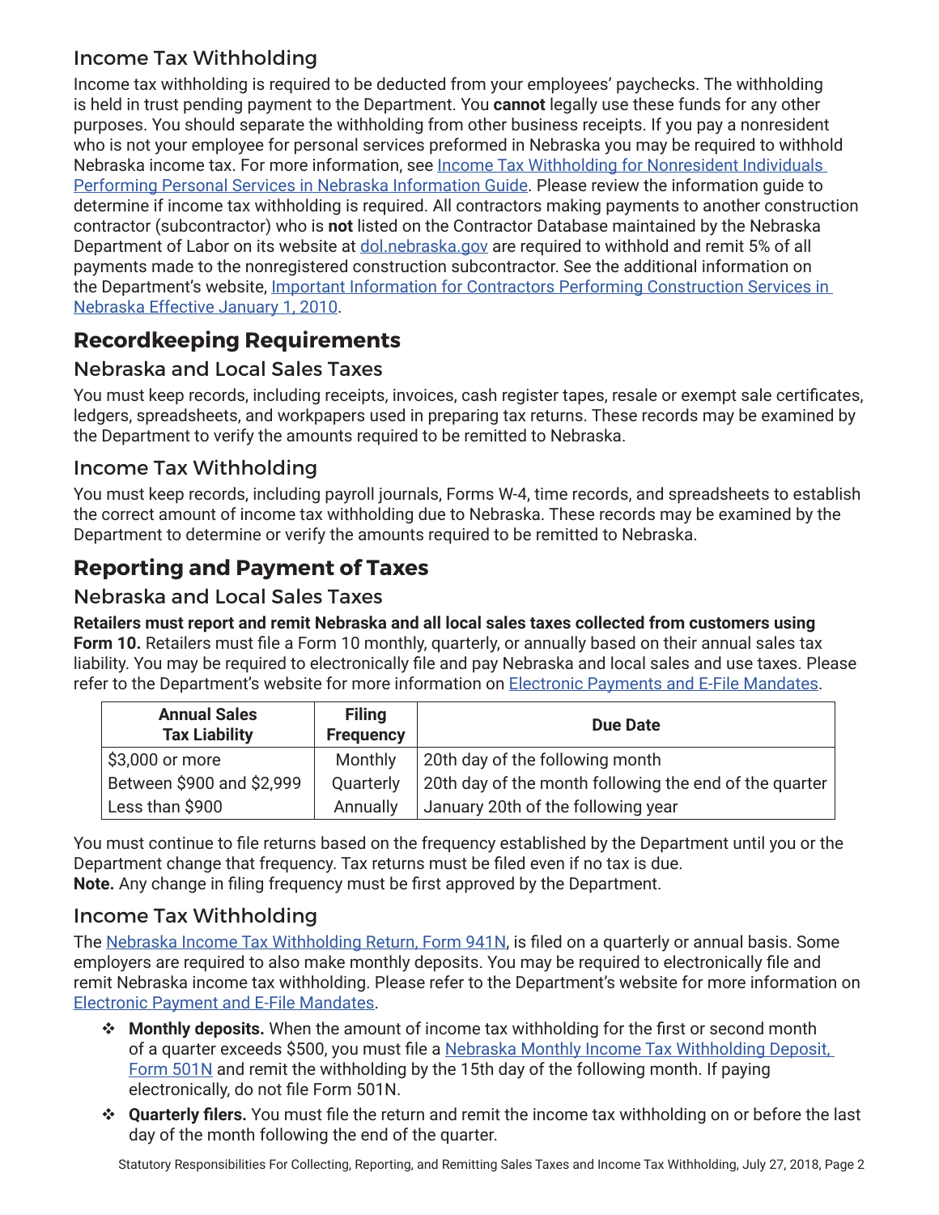### Income Tax Withholding

Income tax withholding is required to be deducted from your employees' paychecks. The withholding is held in trust pending payment to the Department. You **cannot** legally use these funds for any other purposes. You should separate the withholding from other business receipts. If you pay a nonresident who is not your employee for personal services preformed in Nebraska you may be required to withhold Nebraska income tax. For more information, see [Income Tax Withholding for Nonresident Individuals Performing Personal Services in Nebraska Information Guide](). Please review the information guide to determine if income tax withholding is required. All contractors making payments to another construction contractor (subcontractor) who is **not** listed on the Contractor Database maintained by the Nebraska Department of Labor on its website at [dol.nebraska.gov]() are required to withhold and remit 5% of all payments made to the nonregistered construction subcontractor. See the additional information on the Department's website, [Important Information for Contractors Performing Construction Services in Nebraska Effective January 1, 2010]().

## Recordkeeping Requirements

### Nebraska and Local Sales Taxes

You must keep records, including receipts, invoices, cash register tapes, resale or exempt sale certificates, ledgers, spreadsheets, and workpapers used in preparing tax returns. These records may be examined by the Department to verify the amounts required to be remitted to Nebraska.

### Income Tax Withholding

You must keep records, including payroll journals, Forms W-4, time records, and spreadsheets to establish the correct amount of income tax withholding due to Nebraska. These records may be examined by the Department to determine or verify the amounts required to be remitted to Nebraska.

## Reporting and Payment of Taxes

### Nebraska and Local Sales Taxes

**Retailers must report and remit Nebraska and all local sales taxes collected from customers using Form 10.** Retailers must file a Form 10 monthly, quarterly, or annually based on their annual sales tax liability. You may be required to electronically file and pay Nebraska and local sales and use taxes. Please refer to the Department's website for more information on [Electronic Payments and E-File Mandates]().

| Annual Sales Tax Liability | Filing Frequency | Due Date |
|---|---|---|
| $3,000 or more | Monthly | 20th day of the following month |
| Between $900 and $2,999 | Quarterly | 20th day of the month following the end of the quarter |
| Less than $900 | Annually | January 20th of the following year |

You must continue to file returns based on the frequency established by the Department until you or the Department change that frequency. Tax returns must be filed even if no tax is due.
**Note.** Any change in filing frequency must be first approved by the Department.

### Income Tax Withholding

The [Nebraska Income Tax Withholding Return, Form 941N](), is filed on a quarterly or annual basis. Some employers are required to also make monthly deposits. You may be required to electronically file and remit Nebraska income tax withholding. Please refer to the Department's website for more information on [Electronic Payment and E-File Mandates]().

- **Monthly deposits.** When the amount of income tax withholding for the first or second month of a quarter exceeds $500, you must file a [Nebraska Monthly Income Tax Withholding Deposit, Form 501N]() and remit the withholding by the 15th day of the following month. If paying electronically, do not file Form 501N.
- **Quarterly filers.** You must file the return and remit the income tax withholding on or before the last day of the month following the end of the quarter.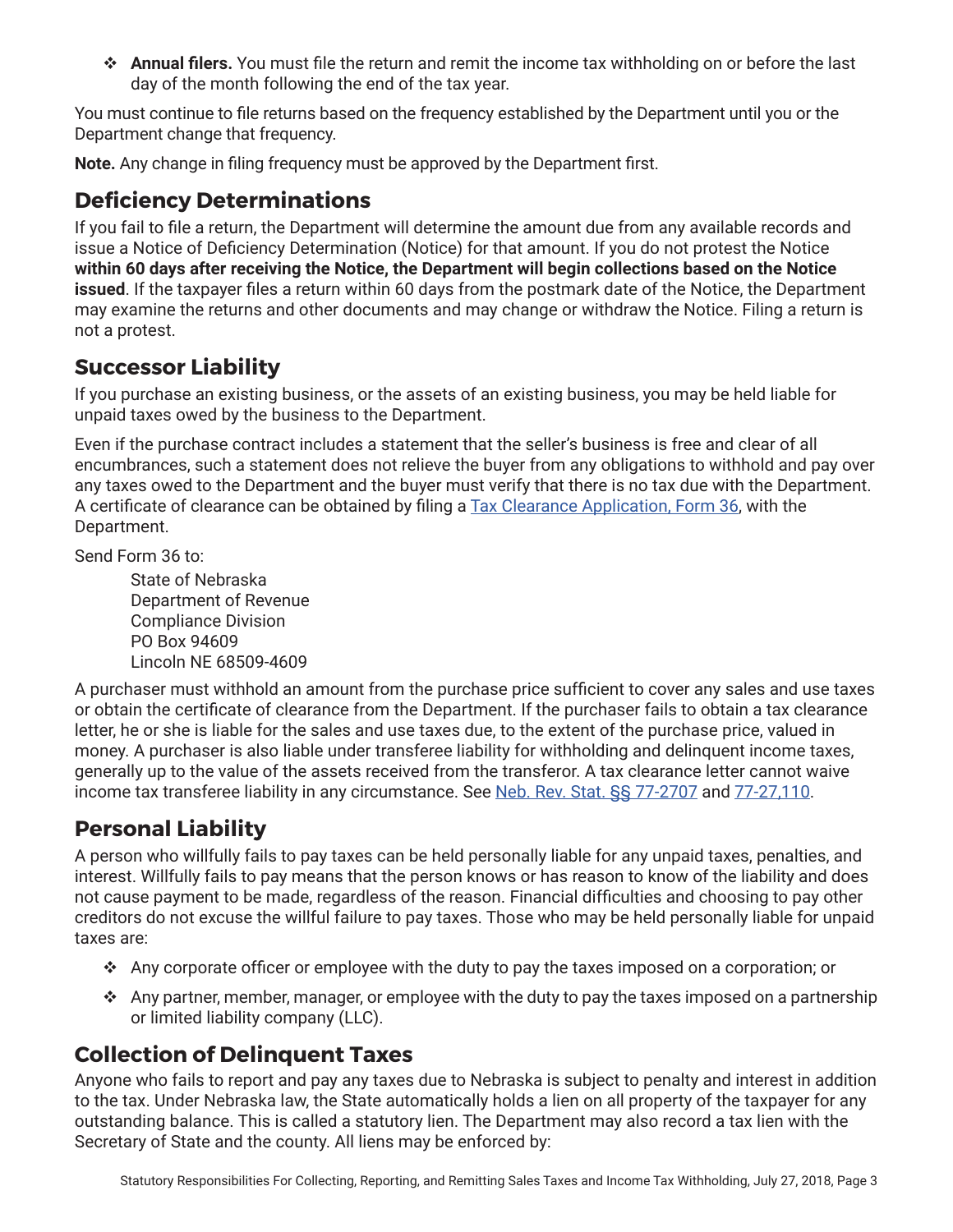- **Annual filers.** You must file the return and remit the income tax withholding on or before the last day of the month following the end of the tax year.

You must continue to file returns based on the frequency established by the Department until you or the Department change that frequency.

**Note.** Any change in filing frequency must be approved by the Department first.

## Deficiency Determinations

If you fail to file a return, the Department will determine the amount due from any available records and issue a Notice of Deficiency Determination (Notice) for that amount. If you do not protest the Notice **within 60 days after receiving the Notice, the Department will begin collections based on the Notice issued**. If the taxpayer files a return within 60 days from the postmark date of the Notice, the Department may examine the returns and other documents and may change or withdraw the Notice. Filing a return is not a protest.

## Successor Liability

If you purchase an existing business, or the assets of an existing business, you may be held liable for unpaid taxes owed by the business to the Department.

Even if the purchase contract includes a statement that the seller's business is free and clear of all encumbrances, such a statement does not relieve the buyer from any obligations to withhold and pay over any taxes owed to the Department and the buyer must verify that there is no tax due with the Department. A certificate of clearance can be obtained by filing a Tax Clearance Application, Form 36, with the Department.

Send Form 36 to:

State of Nebraska
Department of Revenue
Compliance Division
PO Box 94609
Lincoln NE 68509-4609

A purchaser must withhold an amount from the purchase price sufficient to cover any sales and use taxes or obtain the certificate of clearance from the Department. If the purchaser fails to obtain a tax clearance letter, he or she is liable for the sales and use taxes due, to the extent of the purchase price, valued in money. A purchaser is also liable under transferee liability for withholding and delinquent income taxes, generally up to the value of the assets received from the transferor. A tax clearance letter cannot waive income tax transferee liability in any circumstance. See Neb. Rev. Stat. §§ 77-2707 and 77-27,110.

## Personal Liability

A person who willfully fails to pay taxes can be held personally liable for any unpaid taxes, penalties, and interest. Willfully fails to pay means that the person knows or has reason to know of the liability and does not cause payment to be made, regardless of the reason. Financial difficulties and choosing to pay other creditors do not excuse the willful failure to pay taxes. Those who may be held personally liable for unpaid taxes are:

- Any corporate officer or employee with the duty to pay the taxes imposed on a corporation; or
- Any partner, member, manager, or employee with the duty to pay the taxes imposed on a partnership or limited liability company (LLC).

## Collection of Delinquent Taxes

Anyone who fails to report and pay any taxes due to Nebraska is subject to penalty and interest in addition to the tax. Under Nebraska law, the State automatically holds a lien on all property of the taxpayer for any outstanding balance. This is called a statutory lien. The Department may also record a tax lien with the Secretary of State and the county. All liens may be enforced by: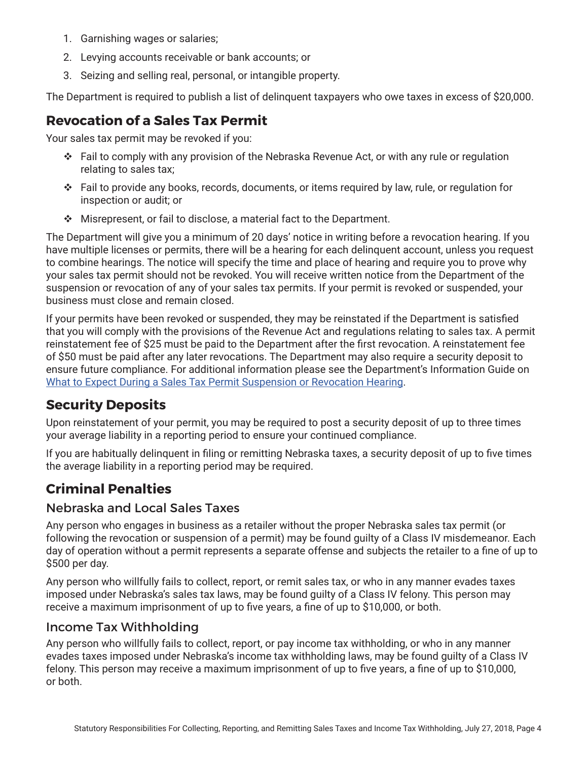1. Garnishing wages or salaries;
2. Levying accounts receivable or bank accounts; or
3. Seizing and selling real, personal, or intangible property.

The Department is required to publish a list of delinquent taxpayers who owe taxes in excess of $20,000.

## Revocation of a Sales Tax Permit

Your sales tax permit may be revoked if you:

- Fail to comply with any provision of the Nebraska Revenue Act, or with any rule or regulation relating to sales tax;
- Fail to provide any books, records, documents, or items required by law, rule, or regulation for inspection or audit; or
- Misrepresent, or fail to disclose, a material fact to the Department.

The Department will give you a minimum of 20 days' notice in writing before a revocation hearing. If you have multiple licenses or permits, there will be a hearing for each delinquent account, unless you request to combine hearings. The notice will specify the time and place of hearing and require you to prove why your sales tax permit should not be revoked. You will receive written notice from the Department of the suspension or revocation of any of your sales tax permits. If your permit is revoked or suspended, your business must close and remain closed.

If your permits have been revoked or suspended, they may be reinstated if the Department is satisfied that you will comply with the provisions of the Revenue Act and regulations relating to sales tax. A permit reinstatement fee of $25 must be paid to the Department after the first revocation. A reinstatement fee of $50 must be paid after any later revocations. The Department may also require a security deposit to ensure future compliance. For additional information please see the Department's Information Guide on What to Expect During a Sales Tax Permit Suspension or Revocation Hearing.

## Security Deposits

Upon reinstatement of your permit, you may be required to post a security deposit of up to three times your average liability in a reporting period to ensure your continued compliance.

If you are habitually delinquent in filing or remitting Nebraska taxes, a security deposit of up to five times the average liability in a reporting period may be required.

## Criminal Penalties

### Nebraska and Local Sales Taxes

Any person who engages in business as a retailer without the proper Nebraska sales tax permit (or following the revocation or suspension of a permit) may be found guilty of a Class IV misdemeanor. Each day of operation without a permit represents a separate offense and subjects the retailer to a fine of up to $500 per day.

Any person who willfully fails to collect, report, or remit sales tax, or who in any manner evades taxes imposed under Nebraska's sales tax laws, may be found guilty of a Class IV felony. This person may receive a maximum imprisonment of up to five years, a fine of up to $10,000, or both.

### Income Tax Withholding

Any person who willfully fails to collect, report, or pay income tax withholding, or who in any manner evades taxes imposed under Nebraska's income tax withholding laws, may be found guilty of a Class IV felony. This person may receive a maximum imprisonment of up to five years, a fine of up to $10,000, or both.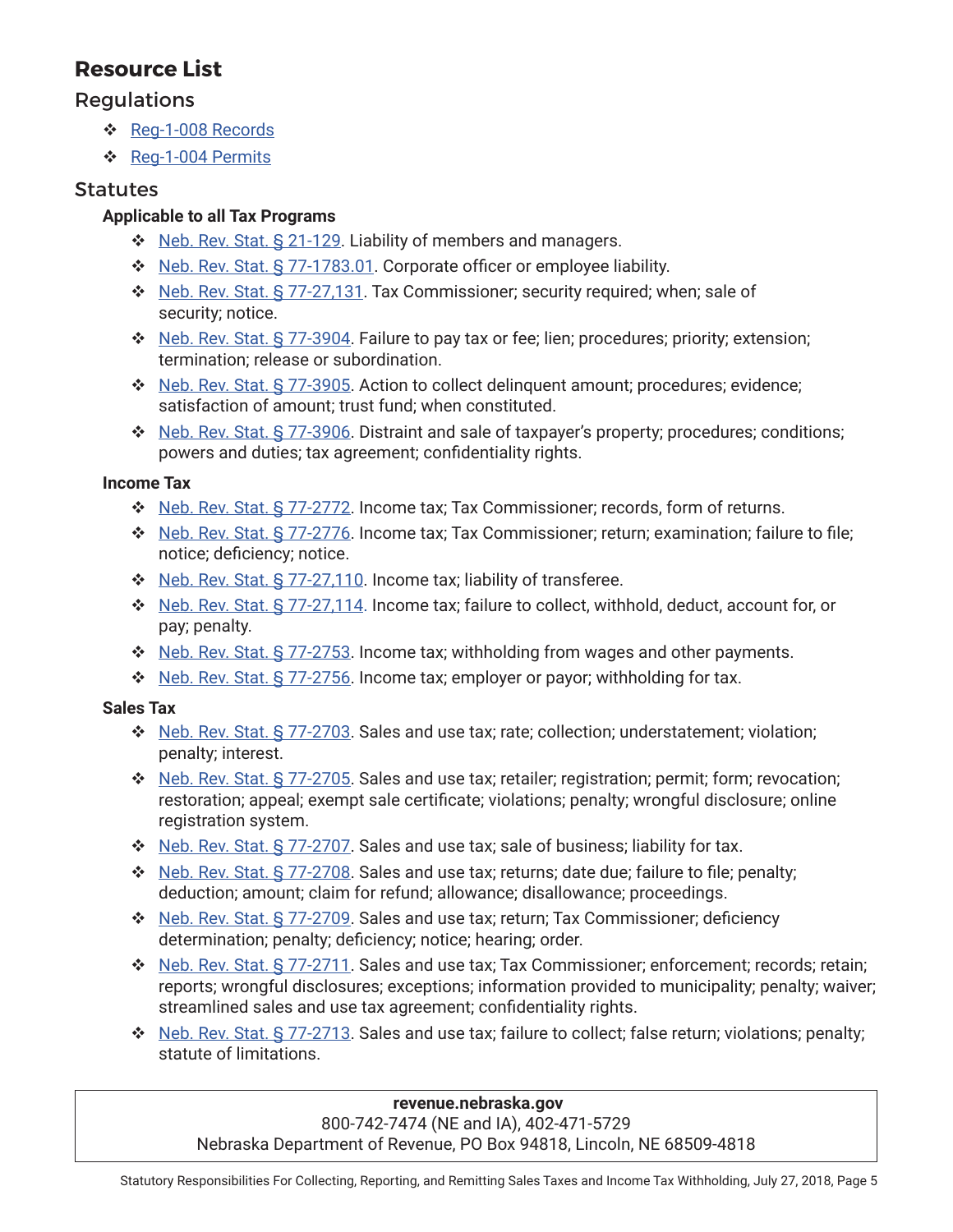# Resource List

## Regulations

- Reg-1-008 Records
- Reg-1-004 Permits

## Statutes

### Applicable to all Tax Programs

- Neb. Rev. Stat. § 21-129. Liability of members and managers.
- Neb. Rev. Stat. § 77-1783.01. Corporate officer or employee liability.
- Neb. Rev. Stat. § 77-27,131. Tax Commissioner; security required; when; sale of security; notice.
- Neb. Rev. Stat. § 77-3904. Failure to pay tax or fee; lien; procedures; priority; extension; termination; release or subordination.
- Neb. Rev. Stat. § 77-3905. Action to collect delinquent amount; procedures; evidence; satisfaction of amount; trust fund; when constituted.
- Neb. Rev. Stat. § 77-3906. Distraint and sale of taxpayer's property; procedures; conditions; powers and duties; tax agreement; confidentiality rights.

### Income Tax

- Neb. Rev. Stat. § 77-2772. Income tax; Tax Commissioner; records, form of returns.
- Neb. Rev. Stat. § 77-2776. Income tax; Tax Commissioner; return; examination; failure to file; notice; deficiency; notice.
- Neb. Rev. Stat. § 77-27,110. Income tax; liability of transferee.
- Neb. Rev. Stat. § 77-27,114. Income tax; failure to collect, withhold, deduct, account for, or pay; penalty.
- Neb. Rev. Stat. § 77-2753. Income tax; withholding from wages and other payments.
- Neb. Rev. Stat. § 77-2756. Income tax; employer or payor; withholding for tax.

### Sales Tax

- Neb. Rev. Stat. § 77-2703. Sales and use tax; rate; collection; understatement; violation; penalty; interest.
- Neb. Rev. Stat. § 77-2705. Sales and use tax; retailer; registration; permit; form; revocation; restoration; appeal; exempt sale certificate; violations; penalty; wrongful disclosure; online registration system.
- Neb. Rev. Stat. § 77-2707. Sales and use tax; sale of business; liability for tax.
- Neb. Rev. Stat. § 77-2708. Sales and use tax; returns; date due; failure to file; penalty; deduction; amount; claim for refund; allowance; disallowance; proceedings.
- Neb. Rev. Stat. § 77-2709. Sales and use tax; return; Tax Commissioner; deficiency determination; penalty; deficiency; notice; hearing; order.
- Neb. Rev. Stat. § 77-2711. Sales and use tax; Tax Commissioner; enforcement; records; retain; reports; wrongful disclosures; exceptions; information provided to municipality; penalty; waiver; streamlined sales and use tax agreement; confidentiality rights.
- Neb. Rev. Stat. § 77-2713. Sales and use tax; failure to collect; false return; violations; penalty; statute of limitations.

**revenue.nebraska.gov**
800-742-7474 (NE and IA), 402-471-5729
Nebraska Department of Revenue, PO Box 94818, Lincoln, NE 68509-4818